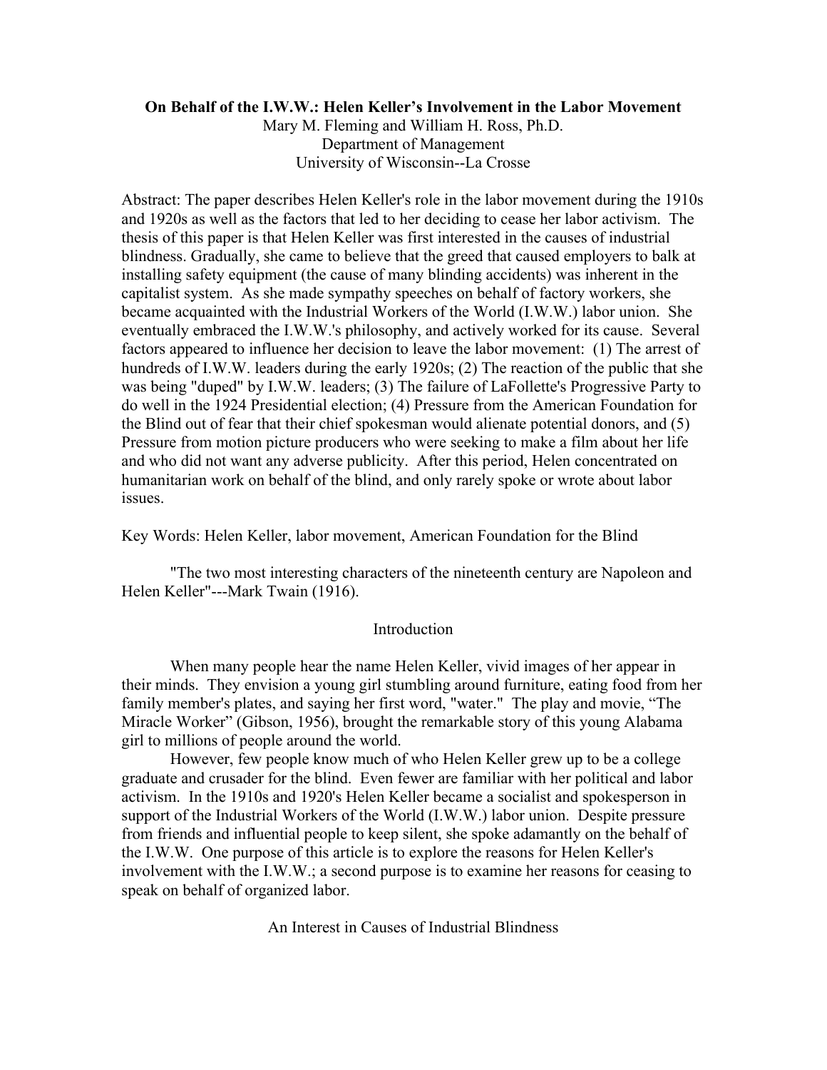# On Behalf of the I.W.W.: Helen Keller's Involvement in the Labor Movement

Mary M. Fleming and William H. Ross, Ph.D.
Department of Management
University of Wisconsin--La Crosse

Abstract: The paper describes Helen Keller's role in the labor movement during the 1910s and 1920s as well as the factors that led to her deciding to cease her labor activism. The thesis of this paper is that Helen Keller was first interested in the causes of industrial blindness. Gradually, she came to believe that the greed that caused employers to balk at installing safety equipment (the cause of many blinding accidents) was inherent in the capitalist system. As she made sympathy speeches on behalf of factory workers, she became acquainted with the Industrial Workers of the World (I.W.W.) labor union. She eventually embraced the I.W.W.'s philosophy, and actively worked for its cause. Several factors appeared to influence her decision to leave the labor movement: (1) The arrest of hundreds of I.W.W. leaders during the early 1920s; (2) The reaction of the public that she was being "duped" by I.W.W. leaders; (3) The failure of LaFollette's Progressive Party to do well in the 1924 Presidential election; (4) Pressure from the American Foundation for the Blind out of fear that their chief spokesman would alienate potential donors, and (5) Pressure from motion picture producers who were seeking to make a film about her life and who did not want any adverse publicity. After this period, Helen concentrated on humanitarian work on behalf of the blind, and only rarely spoke or wrote about labor issues.

Key Words: Helen Keller, labor movement, American Foundation for the Blind

"The two most interesting characters of the nineteenth century are Napoleon and Helen Keller"---Mark Twain (1916).

## Introduction

When many people hear the name Helen Keller, vivid images of her appear in their minds. They envision a young girl stumbling around furniture, eating food from her family member's plates, and saying her first word, "water." The play and movie, "The Miracle Worker" (Gibson, 1956), brought the remarkable story of this young Alabama girl to millions of people around the world.

However, few people know much of who Helen Keller grew up to be a college graduate and crusader for the blind. Even fewer are familiar with her political and labor activism. In the 1910s and 1920's Helen Keller became a socialist and spokesperson in support of the Industrial Workers of the World (I.W.W.) labor union. Despite pressure from friends and influential people to keep silent, she spoke adamantly on the behalf of the I.W.W. One purpose of this article is to explore the reasons for Helen Keller's involvement with the I.W.W.; a second purpose is to examine her reasons for ceasing to speak on behalf of organized labor.

## An Interest in Causes of Industrial Blindness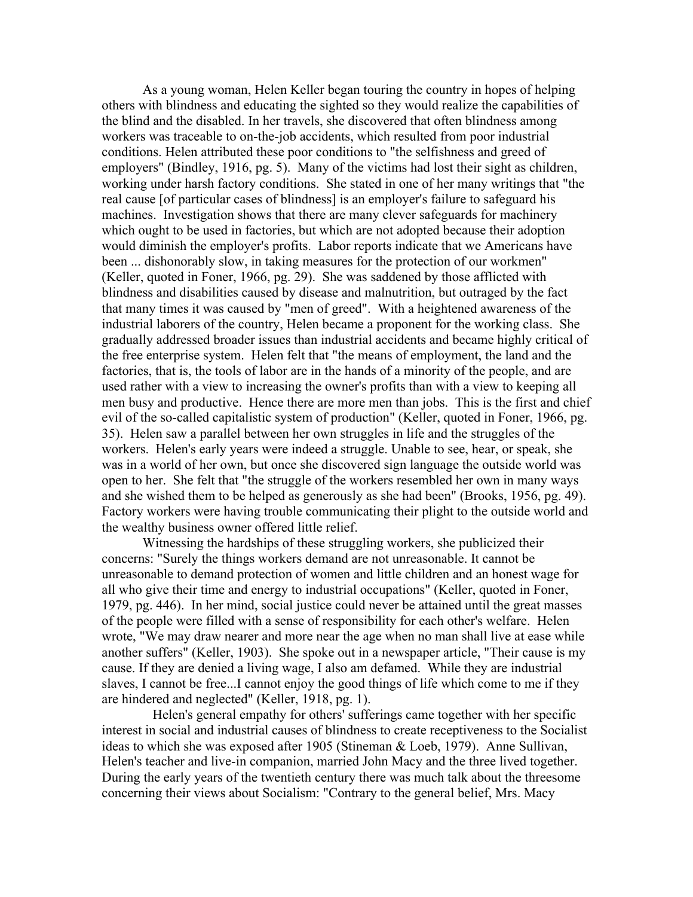As a young woman, Helen Keller began touring the country in hopes of helping others with blindness and educating the sighted so they would realize the capabilities of the blind and the disabled. In her travels, she discovered that often blindness among workers was traceable to on-the-job accidents, which resulted from poor industrial conditions. Helen attributed these poor conditions to "the selfishness and greed of employers" (Bindley, 1916, pg. 5). Many of the victims had lost their sight as children, working under harsh factory conditions. She stated in one of her many writings that "the real cause [of particular cases of blindness] is an employer's failure to safeguard his machines. Investigation shows that there are many clever safeguards for machinery which ought to be used in factories, but which are not adopted because their adoption would diminish the employer's profits. Labor reports indicate that we Americans have been ... dishonorably slow, in taking measures for the protection of our workmen" (Keller, quoted in Foner, 1966, pg. 29). She was saddened by those afflicted with blindness and disabilities caused by disease and malnutrition, but outraged by the fact that many times it was caused by "men of greed". With a heightened awareness of the industrial laborers of the country, Helen became a proponent for the working class. She gradually addressed broader issues than industrial accidents and became highly critical of the free enterprise system. Helen felt that "the means of employment, the land and the factories, that is, the tools of labor are in the hands of a minority of the people, and are used rather with a view to increasing the owner's profits than with a view to keeping all men busy and productive. Hence there are more men than jobs. This is the first and chief evil of the so-called capitalistic system of production" (Keller, quoted in Foner, 1966, pg. 35). Helen saw a parallel between her own struggles in life and the struggles of the workers. Helen's early years were indeed a struggle. Unable to see, hear, or speak, she was in a world of her own, but once she discovered sign language the outside world was open to her. She felt that "the struggle of the workers resembled her own in many ways and she wished them to be helped as generously as she had been" (Brooks, 1956, pg. 49). Factory workers were having trouble communicating their plight to the outside world and the wealthy business owner offered little relief.

Witnessing the hardships of these struggling workers, she publicized their concerns: "Surely the things workers demand are not unreasonable. It cannot be unreasonable to demand protection of women and little children and an honest wage for all who give their time and energy to industrial occupations" (Keller, quoted in Foner, 1979, pg. 446). In her mind, social justice could never be attained until the great masses of the people were filled with a sense of responsibility for each other's welfare. Helen wrote, "We may draw nearer and more near the age when no man shall live at ease while another suffers" (Keller, 1903). She spoke out in a newspaper article, "Their cause is my cause. If they are denied a living wage, I also am defamed. While they are industrial slaves, I cannot be free...I cannot enjoy the good things of life which come to me if they are hindered and neglected" (Keller, 1918, pg. 1).

Helen's general empathy for others' sufferings came together with her specific interest in social and industrial causes of blindness to create receptiveness to the Socialist ideas to which she was exposed after 1905 (Stineman & Loeb, 1979). Anne Sullivan, Helen's teacher and live-in companion, married John Macy and the three lived together. During the early years of the twentieth century there was much talk about the threesome concerning their views about Socialism: "Contrary to the general belief, Mrs. Macy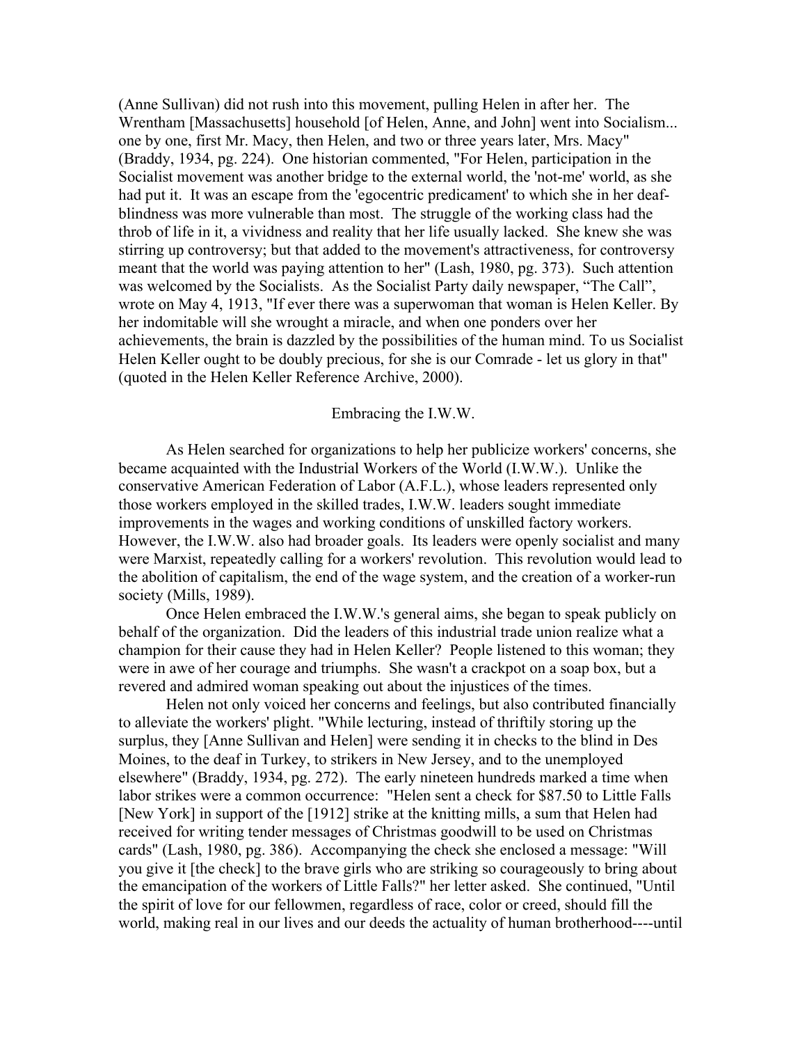(Anne Sullivan) did not rush into this movement, pulling Helen in after her. The Wrentham [Massachusetts] household [of Helen, Anne, and John] went into Socialism... one by one, first Mr. Macy, then Helen, and two or three years later, Mrs. Macy" (Braddy, 1934, pg. 224). One historian commented, "For Helen, participation in the Socialist movement was another bridge to the external world, the 'not-me' world, as she had put it. It was an escape from the 'egocentric predicament' to which she in her deaf-blindness was more vulnerable than most. The struggle of the working class had the throb of life in it, a vividness and reality that her life usually lacked. She knew she was stirring up controversy; but that added to the movement's attractiveness, for controversy meant that the world was paying attention to her" (Lash, 1980, pg. 373). Such attention was welcomed by the Socialists. As the Socialist Party daily newspaper, "The Call", wrote on May 4, 1913, "If ever there was a superwoman that woman is Helen Keller. By her indomitable will she wrought a miracle, and when one ponders over her achievements, the brain is dazzled by the possibilities of the human mind. To us Socialist Helen Keller ought to be doubly precious, for she is our Comrade - let us glory in that" (quoted in the Helen Keller Reference Archive, 2000).

## Embracing the I.W.W.

As Helen searched for organizations to help her publicize workers' concerns, she became acquainted with the Industrial Workers of the World (I.W.W.). Unlike the conservative American Federation of Labor (A.F.L.), whose leaders represented only those workers employed in the skilled trades, I.W.W. leaders sought immediate improvements in the wages and working conditions of unskilled factory workers. However, the I.W.W. also had broader goals. Its leaders were openly socialist and many were Marxist, repeatedly calling for a workers' revolution. This revolution would lead to the abolition of capitalism, the end of the wage system, and the creation of a worker-run society (Mills, 1989).

Once Helen embraced the I.W.W.'s general aims, she began to speak publicly on behalf of the organization. Did the leaders of this industrial trade union realize what a champion for their cause they had in Helen Keller? People listened to this woman; they were in awe of her courage and triumphs. She wasn't a crackpot on a soap box, but a revered and admired woman speaking out about the injustices of the times.

Helen not only voiced her concerns and feelings, but also contributed financially to alleviate the workers' plight. "While lecturing, instead of thriftily storing up the surplus, they [Anne Sullivan and Helen] were sending it in checks to the blind in Des Moines, to the deaf in Turkey, to strikers in New Jersey, and to the unemployed elsewhere" (Braddy, 1934, pg. 272). The early nineteen hundreds marked a time when labor strikes were a common occurrence: "Helen sent a check for $87.50 to Little Falls [New York] in support of the [1912] strike at the knitting mills, a sum that Helen had received for writing tender messages of Christmas goodwill to be used on Christmas cards" (Lash, 1980, pg. 386). Accompanying the check she enclosed a message: "Will you give it [the check] to the brave girls who are striking so courageously to bring about the emancipation of the workers of Little Falls?" her letter asked. She continued, "Until the spirit of love for our fellowmen, regardless of race, color or creed, should fill the world, making real in our lives and our deeds the actuality of human brotherhood----until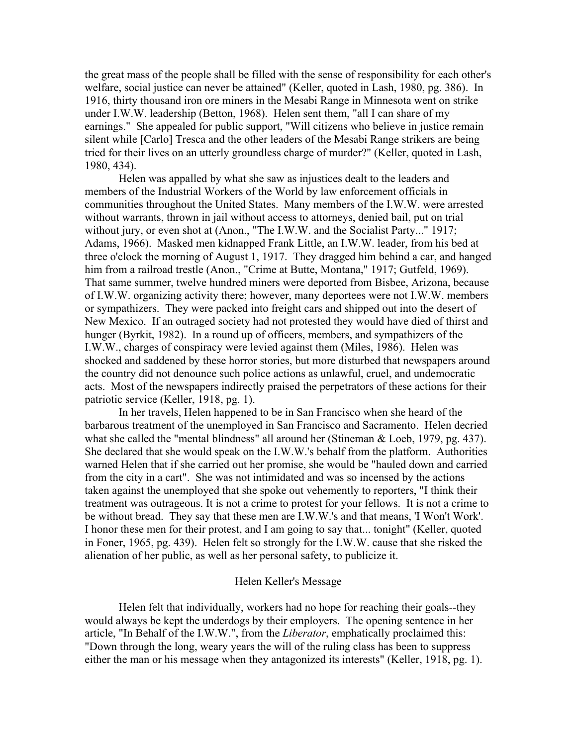the great mass of the people shall be filled with the sense of responsibility for each other's welfare, social justice can never be attained" (Keller, quoted in Lash, 1980, pg. 386). In 1916, thirty thousand iron ore miners in the Mesabi Range in Minnesota went on strike under I.W.W. leadership (Betton, 1968). Helen sent them, "all I can share of my earnings." She appealed for public support, "Will citizens who believe in justice remain silent while [Carlo] Tresca and the other leaders of the Mesabi Range strikers are being tried for their lives on an utterly groundless charge of murder?" (Keller, quoted in Lash, 1980, 434).

Helen was appalled by what she saw as injustices dealt to the leaders and members of the Industrial Workers of the World by law enforcement officials in communities throughout the United States. Many members of the I.W.W. were arrested without warrants, thrown in jail without access to attorneys, denied bail, put on trial without jury, or even shot at (Anon., "The I.W.W. and the Socialist Party..." 1917; Adams, 1966). Masked men kidnapped Frank Little, an I.W.W. leader, from his bed at three o'clock the morning of August 1, 1917. They dragged him behind a car, and hanged him from a railroad trestle (Anon., "Crime at Butte, Montana," 1917; Gutfeld, 1969). That same summer, twelve hundred miners were deported from Bisbee, Arizona, because of I.W.W. organizing activity there; however, many deportees were not I.W.W. members or sympathizers. They were packed into freight cars and shipped out into the desert of New Mexico. If an outraged society had not protested they would have died of thirst and hunger (Byrkit, 1982). In a round up of officers, members, and sympathizers of the I.W.W., charges of conspiracy were levied against them (Miles, 1986). Helen was shocked and saddened by these horror stories, but more disturbed that newspapers around the country did not denounce such police actions as unlawful, cruel, and undemocratic acts. Most of the newspapers indirectly praised the perpetrators of these actions for their patriotic service (Keller, 1918, pg. 1).

In her travels, Helen happened to be in San Francisco when she heard of the barbarous treatment of the unemployed in San Francisco and Sacramento. Helen decried what she called the "mental blindness" all around her (Stineman & Loeb, 1979, pg. 437). She declared that she would speak on the I.W.W.'s behalf from the platform. Authorities warned Helen that if she carried out her promise, she would be "hauled down and carried from the city in a cart". She was not intimidated and was so incensed by the actions taken against the unemployed that she spoke out vehemently to reporters, "I think their treatment was outrageous. It is not a crime to protest for your fellows. It is not a crime to be without bread. They say that these men are I.W.W.'s and that means, 'I Won't Work'. I honor these men for their protest, and I am going to say that... tonight" (Keller, quoted in Foner, 1965, pg. 439). Helen felt so strongly for the I.W.W. cause that she risked the alienation of her public, as well as her personal safety, to publicize it.

## Helen Keller's Message

Helen felt that individually, workers had no hope for reaching their goals--they would always be kept the underdogs by their employers. The opening sentence in her article, "In Behalf of the I.W.W.", from the *Liberator*, emphatically proclaimed this: "Down through the long, weary years the will of the ruling class has been to suppress either the man or his message when they antagonized its interests" (Keller, 1918, pg. 1).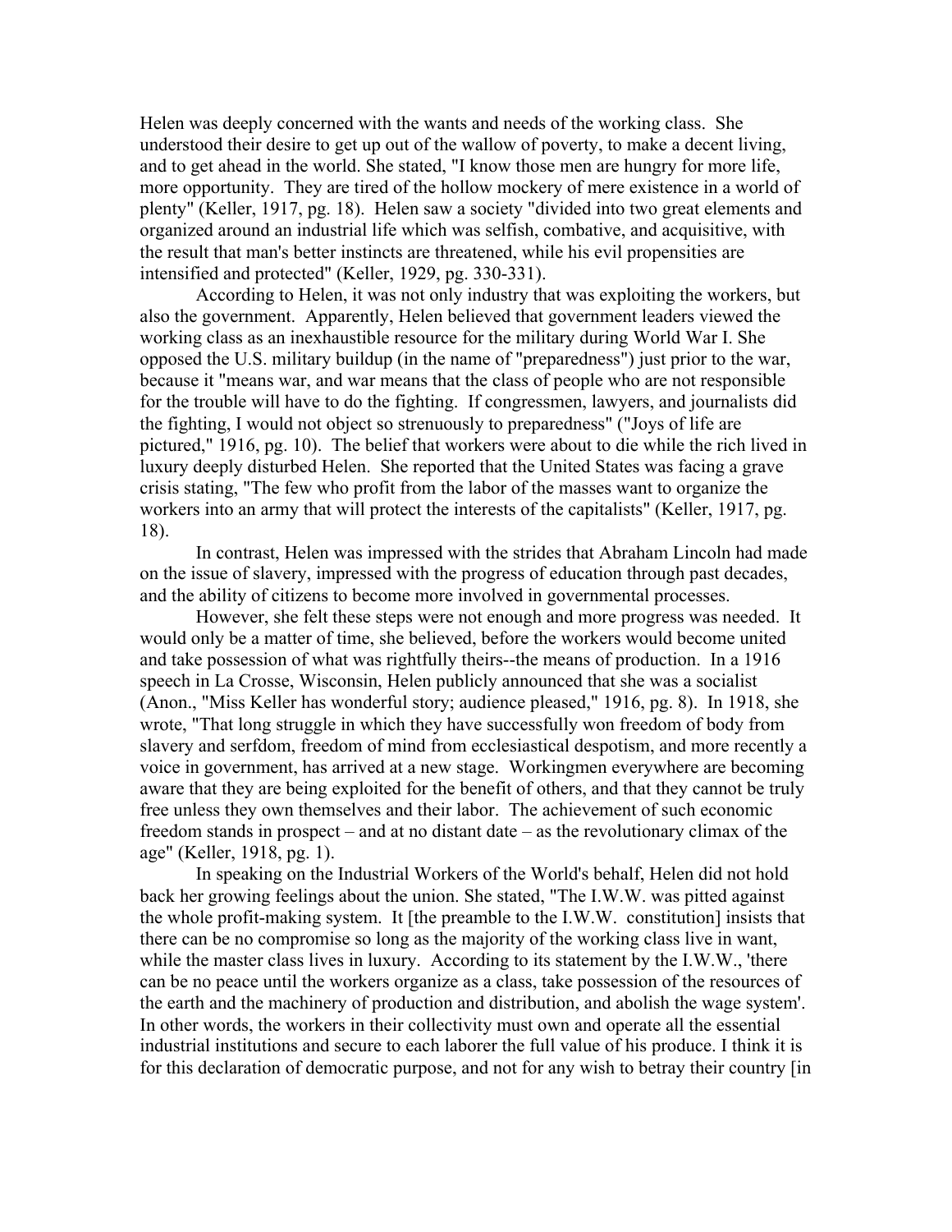Helen was deeply concerned with the wants and needs of the working class. She understood their desire to get up out of the wallow of poverty, to make a decent living, and to get ahead in the world. She stated, "I know those men are hungry for more life, more opportunity. They are tired of the hollow mockery of mere existence in a world of plenty" (Keller, 1917, pg. 18). Helen saw a society "divided into two great elements and organized around an industrial life which was selfish, combative, and acquisitive, with the result that man's better instincts are threatened, while his evil propensities are intensified and protected" (Keller, 1929, pg. 330-331).

According to Helen, it was not only industry that was exploiting the workers, but also the government. Apparently, Helen believed that government leaders viewed the working class as an inexhaustible resource for the military during World War I. She opposed the U.S. military buildup (in the name of "preparedness") just prior to the war, because it "means war, and war means that the class of people who are not responsible for the trouble will have to do the fighting. If congressmen, lawyers, and journalists did the fighting, I would not object so strenuously to preparedness" ("Joys of life are pictured," 1916, pg. 10). The belief that workers were about to die while the rich lived in luxury deeply disturbed Helen. She reported that the United States was facing a grave crisis stating, "The few who profit from the labor of the masses want to organize the workers into an army that will protect the interests of the capitalists" (Keller, 1917, pg. 18).

In contrast, Helen was impressed with the strides that Abraham Lincoln had made on the issue of slavery, impressed with the progress of education through past decades, and the ability of citizens to become more involved in governmental processes.

However, she felt these steps were not enough and more progress was needed. It would only be a matter of time, she believed, before the workers would become united and take possession of what was rightfully theirs--the means of production. In a 1916 speech in La Crosse, Wisconsin, Helen publicly announced that she was a socialist (Anon., "Miss Keller has wonderful story; audience pleased," 1916, pg. 8). In 1918, she wrote, "That long struggle in which they have successfully won freedom of body from slavery and serfdom, freedom of mind from ecclesiastical despotism, and more recently a voice in government, has arrived at a new stage. Workingmen everywhere are becoming aware that they are being exploited for the benefit of others, and that they cannot be truly free unless they own themselves and their labor. The achievement of such economic freedom stands in prospect – and at no distant date – as the revolutionary climax of the age" (Keller, 1918, pg. 1).

In speaking on the Industrial Workers of the World's behalf, Helen did not hold back her growing feelings about the union. She stated, "The I.W.W. was pitted against the whole profit-making system. It [the preamble to the I.W.W. constitution] insists that there can be no compromise so long as the majority of the working class live in want, while the master class lives in luxury. According to its statement by the I.W.W., 'there can be no peace until the workers organize as a class, take possession of the resources of the earth and the machinery of production and distribution, and abolish the wage system'. In other words, the workers in their collectivity must own and operate all the essential industrial institutions and secure to each laborer the full value of his produce. I think it is for this declaration of democratic purpose, and not for any wish to betray their country [in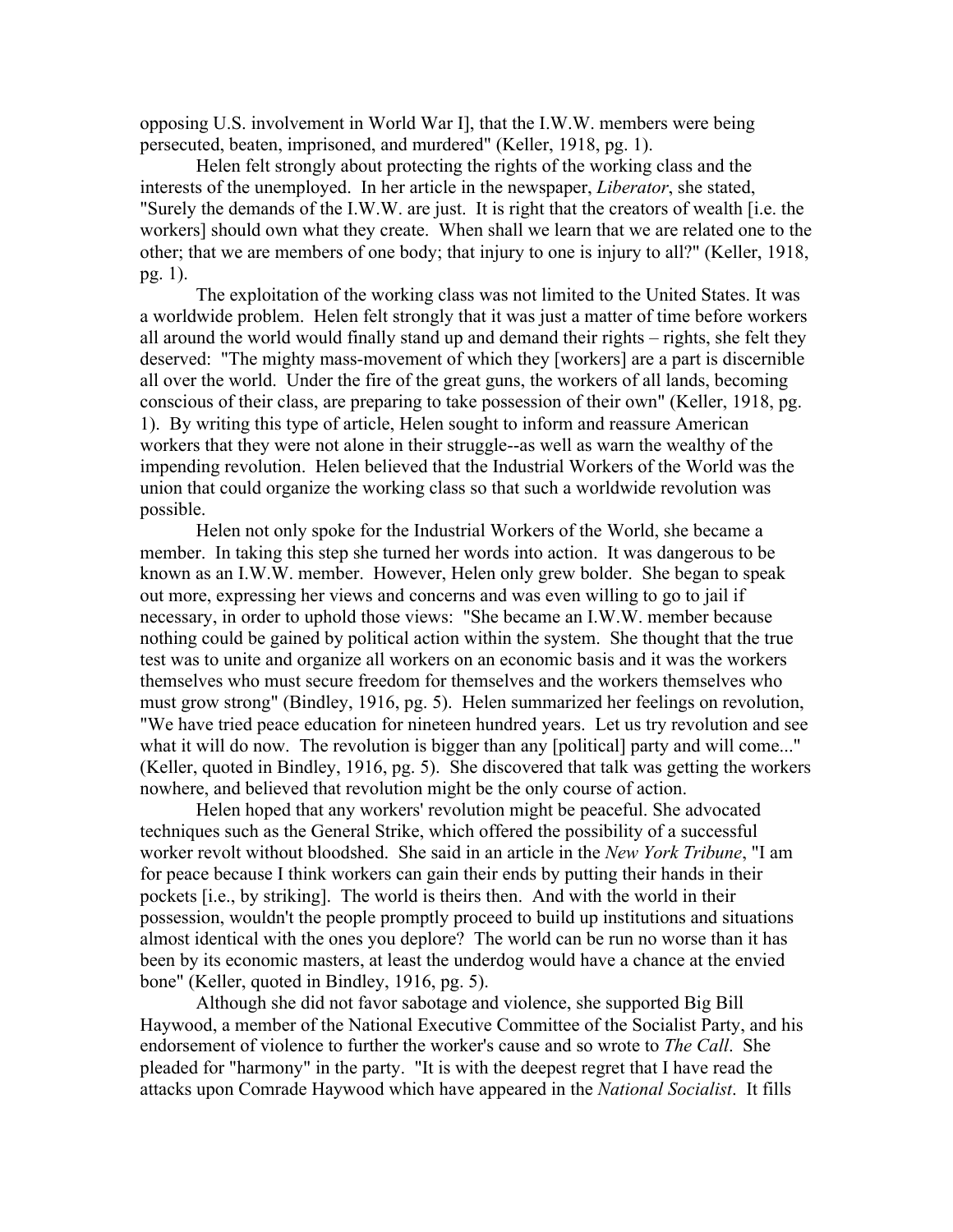opposing U.S. involvement in World War I], that the I.W.W. members were being persecuted, beaten, imprisoned, and murdered" (Keller, 1918, pg. 1).

Helen felt strongly about protecting the rights of the working class and the interests of the unemployed. In her article in the newspaper, *Liberator*, she stated, "Surely the demands of the I.W.W. are just. It is right that the creators of wealth [i.e. the workers] should own what they create. When shall we learn that we are related one to the other; that we are members of one body; that injury to one is injury to all?" (Keller, 1918, pg. 1).

The exploitation of the working class was not limited to the United States. It was a worldwide problem. Helen felt strongly that it was just a matter of time before workers all around the world would finally stand up and demand their rights – rights, she felt they deserved: "The mighty mass-movement of which they [workers] are a part is discernible all over the world. Under the fire of the great guns, the workers of all lands, becoming conscious of their class, are preparing to take possession of their own" (Keller, 1918, pg. 1). By writing this type of article, Helen sought to inform and reassure American workers that they were not alone in their struggle--as well as warn the wealthy of the impending revolution. Helen believed that the Industrial Workers of the World was the union that could organize the working class so that such a worldwide revolution was possible.

Helen not only spoke for the Industrial Workers of the World, she became a member. In taking this step she turned her words into action. It was dangerous to be known as an I.W.W. member. However, Helen only grew bolder. She began to speak out more, expressing her views and concerns and was even willing to go to jail if necessary, in order to uphold those views: "She became an I.W.W. member because nothing could be gained by political action within the system. She thought that the true test was to unite and organize all workers on an economic basis and it was the workers themselves who must secure freedom for themselves and the workers themselves who must grow strong" (Bindley, 1916, pg. 5). Helen summarized her feelings on revolution, "We have tried peace education for nineteen hundred years. Let us try revolution and see what it will do now. The revolution is bigger than any [political] party and will come..." (Keller, quoted in Bindley, 1916, pg. 5). She discovered that talk was getting the workers nowhere, and believed that revolution might be the only course of action.

Helen hoped that any workers' revolution might be peaceful. She advocated techniques such as the General Strike, which offered the possibility of a successful worker revolt without bloodshed. She said in an article in the *New York Tribune*, "I am for peace because I think workers can gain their ends by putting their hands in their pockets [i.e., by striking]. The world is theirs then. And with the world in their possession, wouldn't the people promptly proceed to build up institutions and situations almost identical with the ones you deplore? The world can be run no worse than it has been by its economic masters, at least the underdog would have a chance at the envied bone" (Keller, quoted in Bindley, 1916, pg. 5).

Although she did not favor sabotage and violence, she supported Big Bill Haywood, a member of the National Executive Committee of the Socialist Party, and his endorsement of violence to further the worker's cause and so wrote to *The Call*. She pleaded for "harmony" in the party. "It is with the deepest regret that I have read the attacks upon Comrade Haywood which have appeared in the *National Socialist*. It fills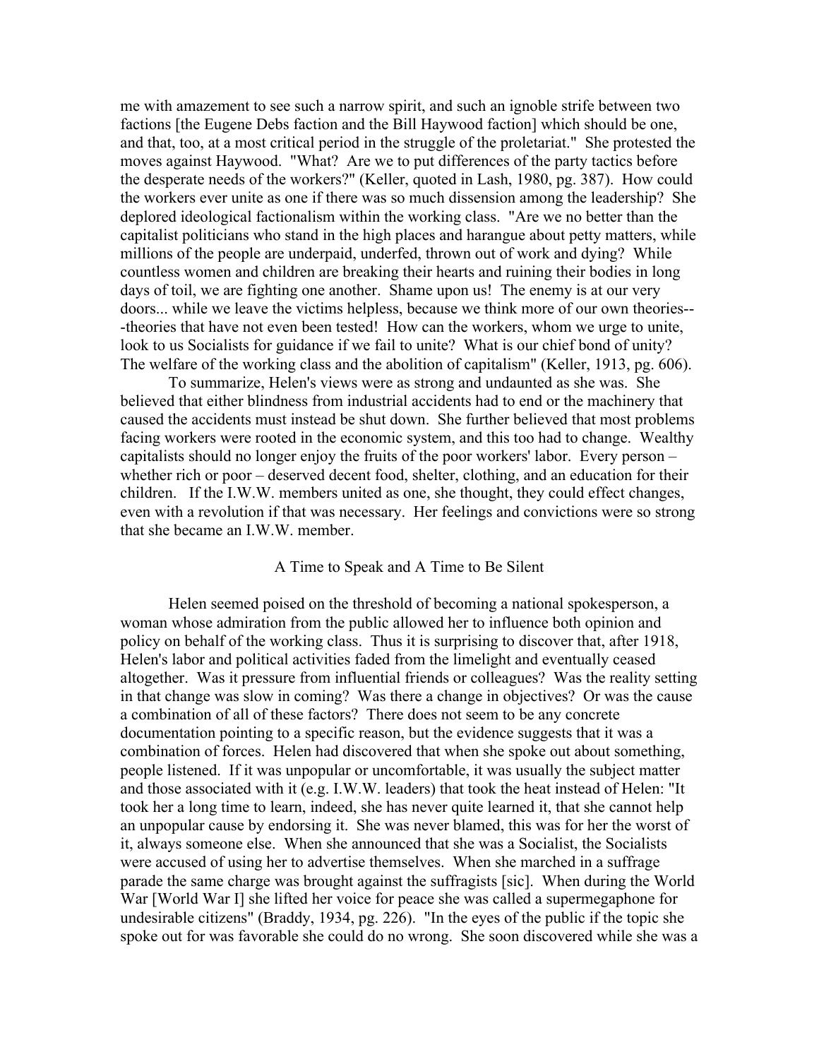me with amazement to see such a narrow spirit, and such an ignoble strife between two factions [the Eugene Debs faction and the Bill Haywood faction] which should be one, and that, too, at a most critical period in the struggle of the proletariat." She protested the moves against Haywood. "What? Are we to put differences of the party tactics before the desperate needs of the workers?" (Keller, quoted in Lash, 1980, pg. 387). How could the workers ever unite as one if there was so much dissension among the leadership? She deplored ideological factionalism within the working class. "Are we no better than the capitalist politicians who stand in the high places and harangue about petty matters, while millions of the people are underpaid, underfed, thrown out of work and dying? While countless women and children are breaking their hearts and ruining their bodies in long days of toil, we are fighting one another. Shame upon us! The enemy is at our very doors... while we leave the victims helpless, because we think more of our own theories---theories that have not even been tested! How can the workers, whom we urge to unite, look to us Socialists for guidance if we fail to unite? What is our chief bond of unity? The welfare of the working class and the abolition of capitalism" (Keller, 1913, pg. 606).

To summarize, Helen's views were as strong and undaunted as she was. She believed that either blindness from industrial accidents had to end or the machinery that caused the accidents must instead be shut down. She further believed that most problems facing workers were rooted in the economic system, and this too had to change. Wealthy capitalists should no longer enjoy the fruits of the poor workers' labor. Every person – whether rich or poor – deserved decent food, shelter, clothing, and an education for their children. If the I.W.W. members united as one, she thought, they could effect changes, even with a revolution if that was necessary. Her feelings and convictions were so strong that she became an I.W.W. member.

## A Time to Speak and A Time to Be Silent

Helen seemed poised on the threshold of becoming a national spokesperson, a woman whose admiration from the public allowed her to influence both opinion and policy on behalf of the working class. Thus it is surprising to discover that, after 1918, Helen's labor and political activities faded from the limelight and eventually ceased altogether. Was it pressure from influential friends or colleagues? Was the reality setting in that change was slow in coming? Was there a change in objectives? Or was the cause a combination of all of these factors? There does not seem to be any concrete documentation pointing to a specific reason, but the evidence suggests that it was a combination of forces. Helen had discovered that when she spoke out about something, people listened. If it was unpopular or uncomfortable, it was usually the subject matter and those associated with it (e.g. I.W.W. leaders) that took the heat instead of Helen: "It took her a long time to learn, indeed, she has never quite learned it, that she cannot help an unpopular cause by endorsing it. She was never blamed, this was for her the worst of it, always someone else. When she announced that she was a Socialist, the Socialists were accused of using her to advertise themselves. When she marched in a suffrage parade the same charge was brought against the suffragists [sic]. When during the World War [World War I] she lifted her voice for peace she was called a supermegaphone for undesirable citizens" (Braddy, 1934, pg. 226). "In the eyes of the public if the topic she spoke out for was favorable she could do no wrong. She soon discovered while she was a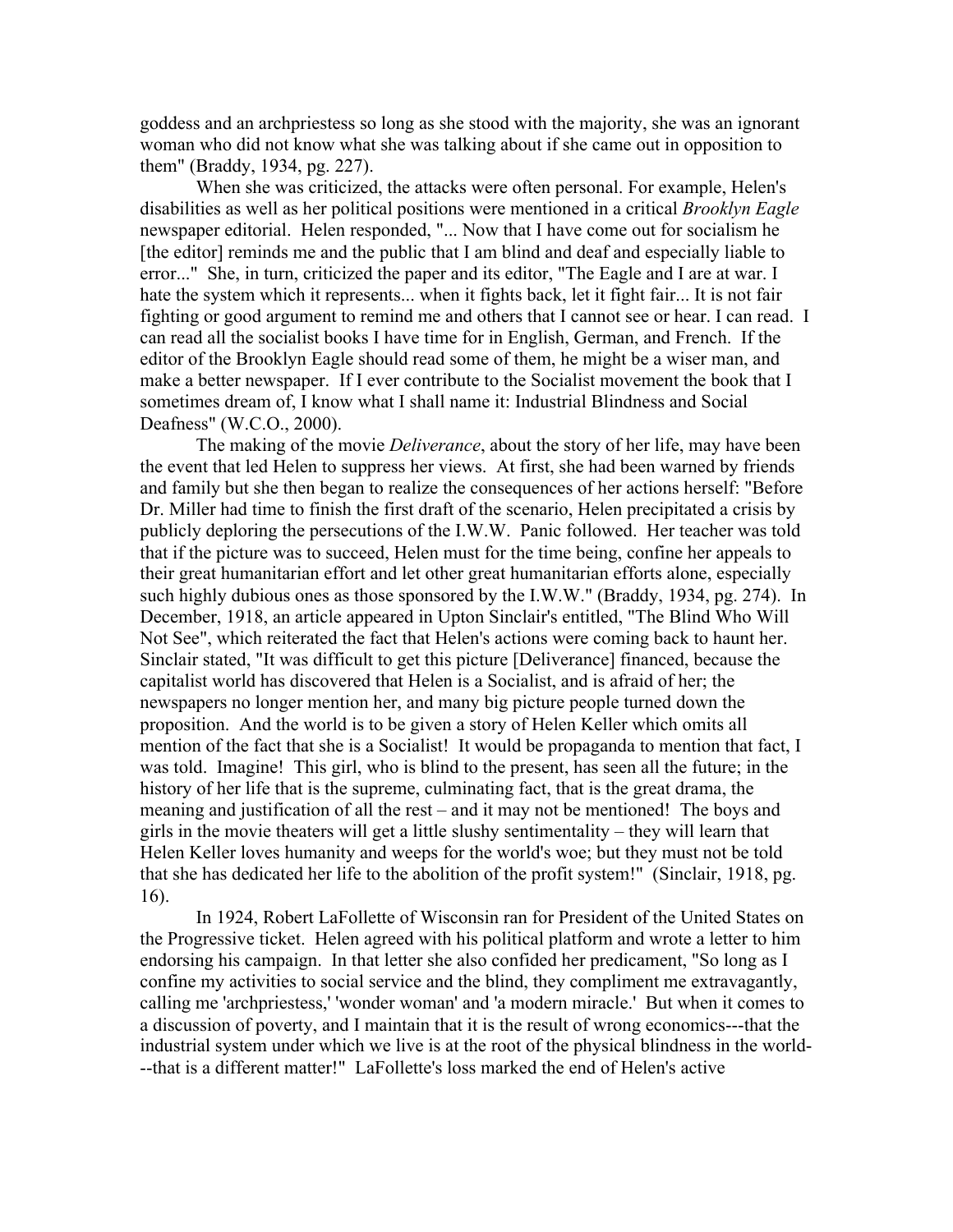goddess and an archpriestess so long as she stood with the majority, she was an ignorant woman who did not know what she was talking about if she came out in opposition to them" (Braddy, 1934, pg. 227).

When she was criticized, the attacks were often personal. For example, Helen's disabilities as well as her political positions were mentioned in a critical *Brooklyn Eagle* newspaper editorial. Helen responded, "... Now that I have come out for socialism he [the editor] reminds me and the public that I am blind and deaf and especially liable to error..." She, in turn, criticized the paper and its editor, "The Eagle and I are at war. I hate the system which it represents... when it fights back, let it fight fair... It is not fair fighting or good argument to remind me and others that I cannot see or hear. I can read. I can read all the socialist books I have time for in English, German, and French. If the editor of the Brooklyn Eagle should read some of them, he might be a wiser man, and make a better newspaper. If I ever contribute to the Socialist movement the book that I sometimes dream of, I know what I shall name it: Industrial Blindness and Social Deafness" (W.C.O., 2000).

The making of the movie *Deliverance*, about the story of her life, may have been the event that led Helen to suppress her views. At first, she had been warned by friends and family but she then began to realize the consequences of her actions herself: "Before Dr. Miller had time to finish the first draft of the scenario, Helen precipitated a crisis by publicly deploring the persecutions of the I.W.W. Panic followed. Her teacher was told that if the picture was to succeed, Helen must for the time being, confine her appeals to their great humanitarian effort and let other great humanitarian efforts alone, especially such highly dubious ones as those sponsored by the I.W.W." (Braddy, 1934, pg. 274). In December, 1918, an article appeared in Upton Sinclair's entitled, "The Blind Who Will Not See", which reiterated the fact that Helen's actions were coming back to haunt her. Sinclair stated, "It was difficult to get this picture [Deliverance] financed, because the capitalist world has discovered that Helen is a Socialist, and is afraid of her; the newspapers no longer mention her, and many big picture people turned down the proposition. And the world is to be given a story of Helen Keller which omits all mention of the fact that she is a Socialist! It would be propaganda to mention that fact, I was told. Imagine! This girl, who is blind to the present, has seen all the future; in the history of her life that is the supreme, culminating fact, that is the great drama, the meaning and justification of all the rest – and it may not be mentioned! The boys and girls in the movie theaters will get a little slushy sentimentality – they will learn that Helen Keller loves humanity and weeps for the world's woe; but they must not be told that she has dedicated her life to the abolition of the profit system!" (Sinclair, 1918, pg. 16).

In 1924, Robert LaFollette of Wisconsin ran for President of the United States on the Progressive ticket. Helen agreed with his political platform and wrote a letter to him endorsing his campaign. In that letter she also confided her predicament, "So long as I confine my activities to social service and the blind, they compliment me extravagantly, calling me 'archpriestess,' 'wonder woman' and 'a modern miracle.' But when it comes to a discussion of poverty, and I maintain that it is the result of wrong economics---that the industrial system under which we live is at the root of the physical blindness in the world---that is a different matter!" LaFollette's loss marked the end of Helen's active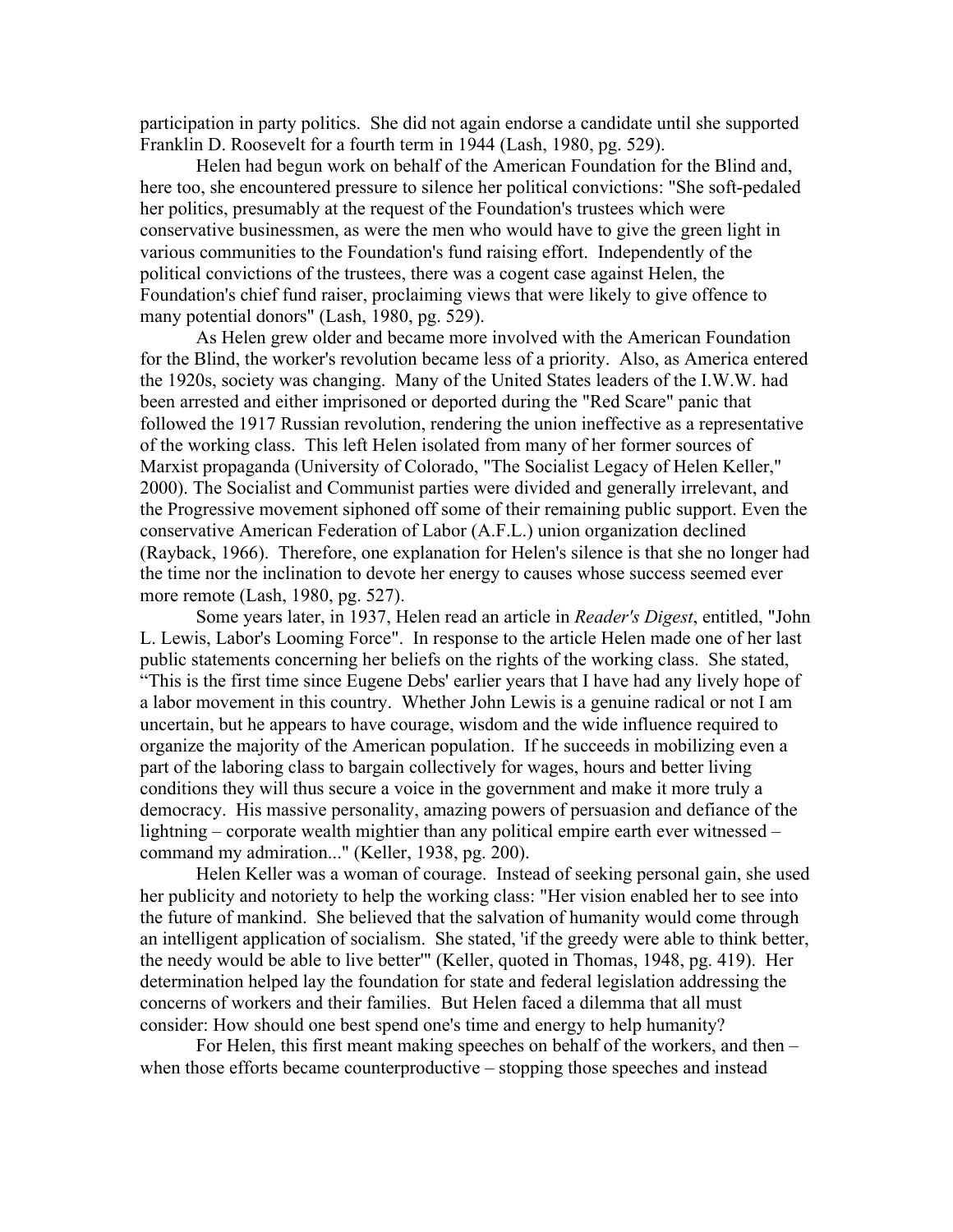participation in party politics. She did not again endorse a candidate until she supported Franklin D. Roosevelt for a fourth term in 1944 (Lash, 1980, pg. 529).

Helen had begun work on behalf of the American Foundation for the Blind and, here too, she encountered pressure to silence her political convictions: "She soft-pedaled her politics, presumably at the request of the Foundation's trustees which were conservative businessmen, as were the men who would have to give the green light in various communities to the Foundation's fund raising effort. Independently of the political convictions of the trustees, there was a cogent case against Helen, the Foundation's chief fund raiser, proclaiming views that were likely to give offence to many potential donors" (Lash, 1980, pg. 529).

As Helen grew older and became more involved with the American Foundation for the Blind, the worker's revolution became less of a priority. Also, as America entered the 1920s, society was changing. Many of the United States leaders of the I.W.W. had been arrested and either imprisoned or deported during the "Red Scare" panic that followed the 1917 Russian revolution, rendering the union ineffective as a representative of the working class. This left Helen isolated from many of her former sources of Marxist propaganda (University of Colorado, "The Socialist Legacy of Helen Keller," 2000). The Socialist and Communist parties were divided and generally irrelevant, and the Progressive movement siphoned off some of their remaining public support. Even the conservative American Federation of Labor (A.F.L.) union organization declined (Rayback, 1966). Therefore, one explanation for Helen's silence is that she no longer had the time nor the inclination to devote her energy to causes whose success seemed ever more remote (Lash, 1980, pg. 527).

Some years later, in 1937, Helen read an article in *Reader's Digest*, entitled, "John L. Lewis, Labor's Looming Force". In response to the article Helen made one of her last public statements concerning her beliefs on the rights of the working class. She stated, "This is the first time since Eugene Debs' earlier years that I have had any lively hope of a labor movement in this country. Whether John Lewis is a genuine radical or not I am uncertain, but he appears to have courage, wisdom and the wide influence required to organize the majority of the American population. If he succeeds in mobilizing even a part of the laboring class to bargain collectively for wages, hours and better living conditions they will thus secure a voice in the government and make it more truly a democracy. His massive personality, amazing powers of persuasion and defiance of the lightning – corporate wealth mightier than any political empire earth ever witnessed – command my admiration..." (Keller, 1938, pg. 200).

Helen Keller was a woman of courage. Instead of seeking personal gain, she used her publicity and notoriety to help the working class: "Her vision enabled her to see into the future of mankind. She believed that the salvation of humanity would come through an intelligent application of socialism. She stated, 'if the greedy were able to think better, the needy would be able to live better'" (Keller, quoted in Thomas, 1948, pg. 419). Her determination helped lay the foundation for state and federal legislation addressing the concerns of workers and their families. But Helen faced a dilemma that all must consider: How should one best spend one's time and energy to help humanity?

For Helen, this first meant making speeches on behalf of the workers, and then – when those efforts became counterproductive – stopping those speeches and instead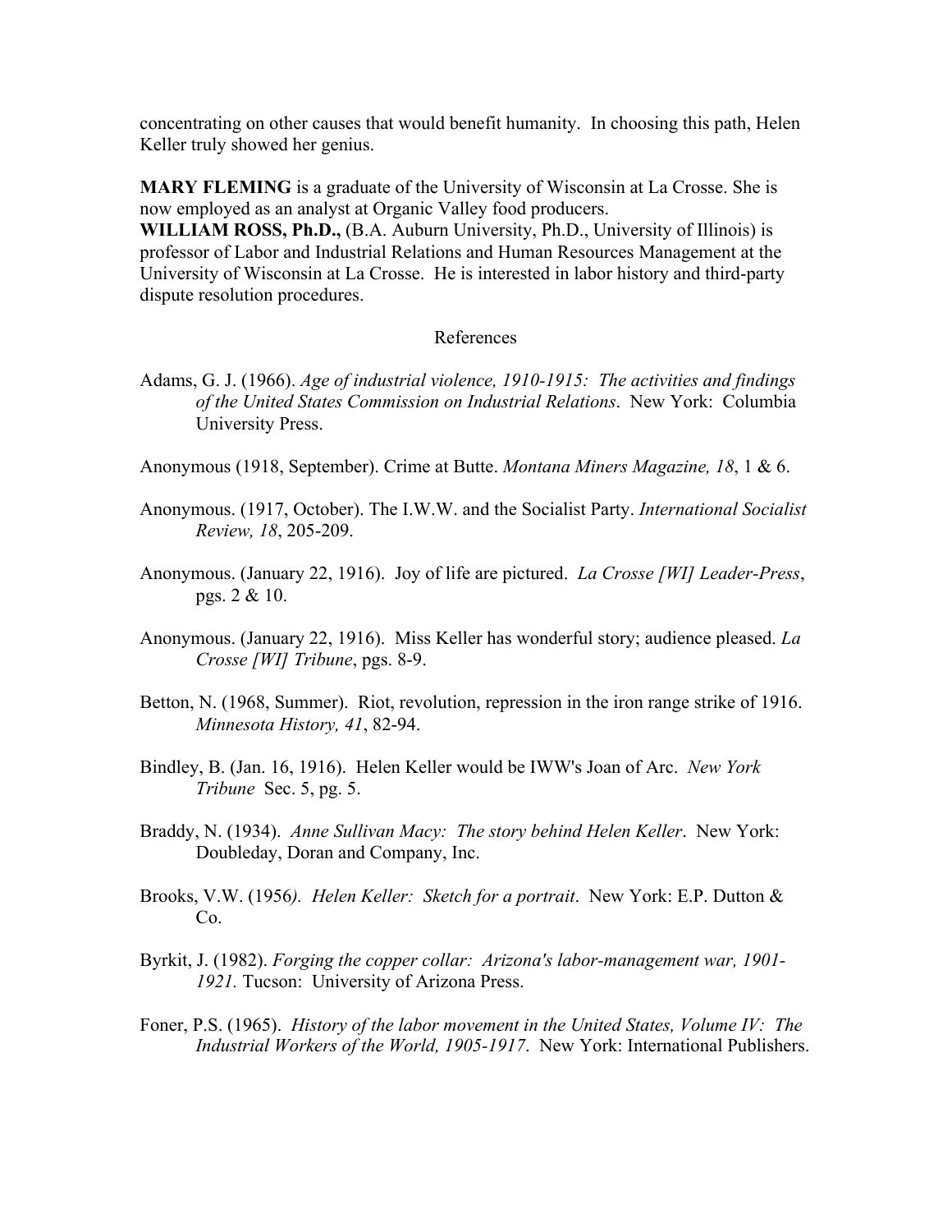concentrating on other causes that would benefit humanity. In choosing this path, Helen Keller truly showed her genius.

**MARY FLEMING** is a graduate of the University of Wisconsin at La Crosse. She is now employed as an analyst at Organic Valley food producers.

**WILLIAM ROSS, Ph.D.,** (B.A. Auburn University, Ph.D., University of Illinois) is professor of Labor and Industrial Relations and Human Resources Management at the University of Wisconsin at La Crosse. He is interested in labor history and third-party dispute resolution procedures.

## References

Adams, G. J. (1966). *Age of industrial violence, 1910-1915: The activities and findings of the United States Commission on Industrial Relations*. New York: Columbia University Press.

Anonymous (1918, September). Crime at Butte. *Montana Miners Magazine, 18*, 1 & 6.

Anonymous. (1917, October). The I.W.W. and the Socialist Party. *International Socialist Review, 18*, 205-209.

Anonymous. (January 22, 1916). Joy of life are pictured. *La Crosse [WI] Leader-Press*, pgs. 2 & 10.

Anonymous. (January 22, 1916). Miss Keller has wonderful story; audience pleased. *La Crosse [WI] Tribune*, pgs. 8-9.

Betton, N. (1968, Summer). Riot, revolution, repression in the iron range strike of 1916. *Minnesota History, 41*, 82-94.

Bindley, B. (Jan. 16, 1916). Helen Keller would be IWW's Joan of Arc. *New York Tribune* Sec. 5, pg. 5.

Braddy, N. (1934). *Anne Sullivan Macy: The story behind Helen Keller*. New York: Doubleday, Doran and Company, Inc.

Brooks, V.W. (1956). *Helen Keller: Sketch for a portrait*. New York: E.P. Dutton & Co.

Byrkit, J. (1982). *Forging the copper collar: Arizona's labor-management war, 1901-1921.* Tucson: University of Arizona Press.

Foner, P.S. (1965). *History of the labor movement in the United States, Volume IV: The Industrial Workers of the World, 1905-1917*. New York: International Publishers.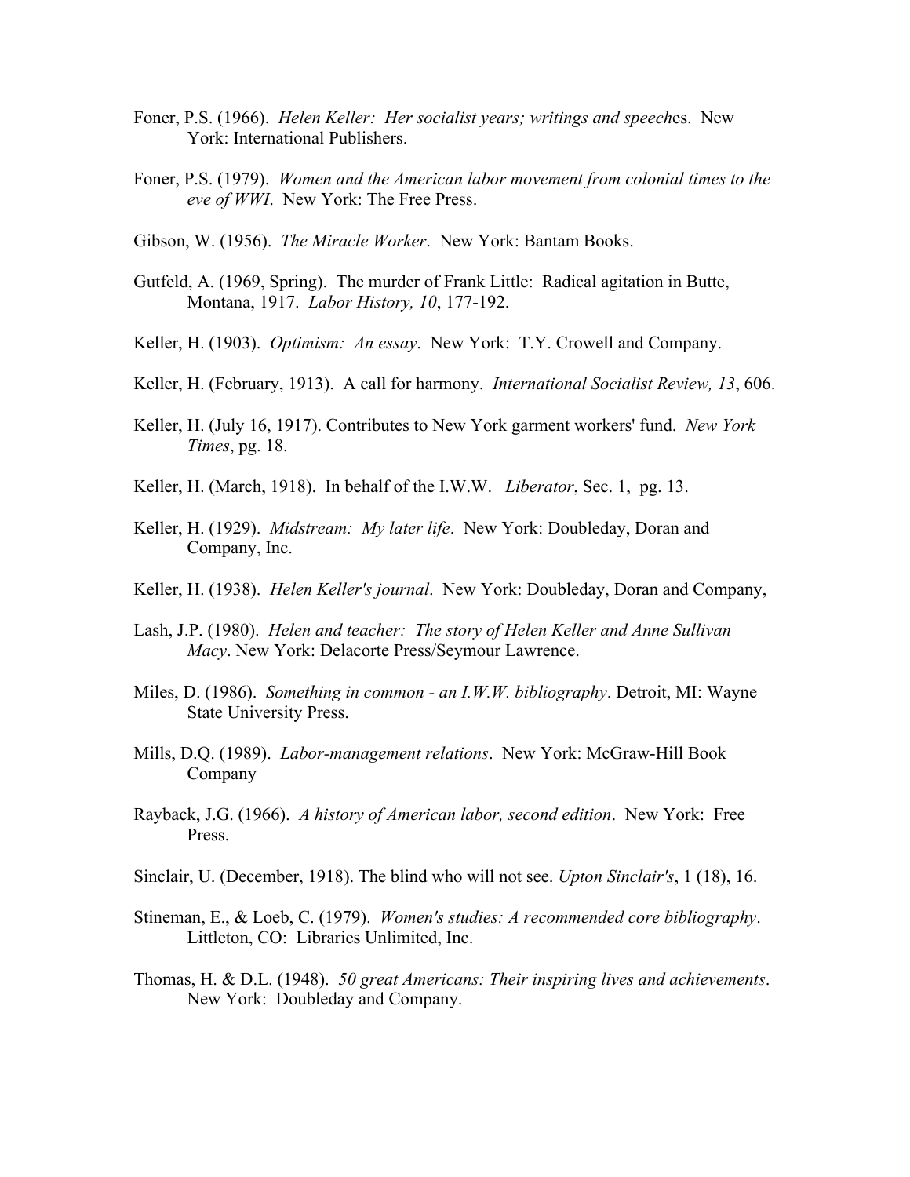Foner, P.S. (1966). *Helen Keller: Her socialist years; writings and speech*es. New York: International Publishers.

Foner, P.S. (1979). *Women and the American labor movement from colonial times to the eve of WWI*. New York: The Free Press.

Gibson, W. (1956). *The Miracle Worker*. New York: Bantam Books.

Gutfeld, A. (1969, Spring). The murder of Frank Little: Radical agitation in Butte, Montana, 1917. *Labor History, 10*, 177-192.

Keller, H. (1903). *Optimism: An essay*. New York: T.Y. Crowell and Company.

Keller, H. (February, 1913). A call for harmony. *International Socialist Review, 13*, 606.

Keller, H. (July 16, 1917). Contributes to New York garment workers' fund. *New York Times*, pg. 18.

Keller, H. (March, 1918). In behalf of the I.W.W. *Liberator*, Sec. 1, pg. 13.

Keller, H. (1929). *Midstream: My later life*. New York: Doubleday, Doran and Company, Inc.

Keller, H. (1938). *Helen Keller's journal*. New York: Doubleday, Doran and Company,

Lash, J.P. (1980). *Helen and teacher: The story of Helen Keller and Anne Sullivan Macy*. New York: Delacorte Press/Seymour Lawrence.

Miles, D. (1986). *Something in common - an I.W.W. bibliography*. Detroit, MI: Wayne State University Press.

Mills, D.Q. (1989). *Labor-management relations*. New York: McGraw-Hill Book Company

Rayback, J.G. (1966). *A history of American labor, second edition*. New York: Free Press.

Sinclair, U. (December, 1918). The blind who will not see. *Upton Sinclair's*, 1 (18), 16.

Stineman, E., & Loeb, C. (1979). *Women's studies: A recommended core bibliography*. Littleton, CO: Libraries Unlimited, Inc.

Thomas, H. & D.L. (1948). *50 great Americans: Their inspiring lives and achievements*. New York: Doubleday and Company.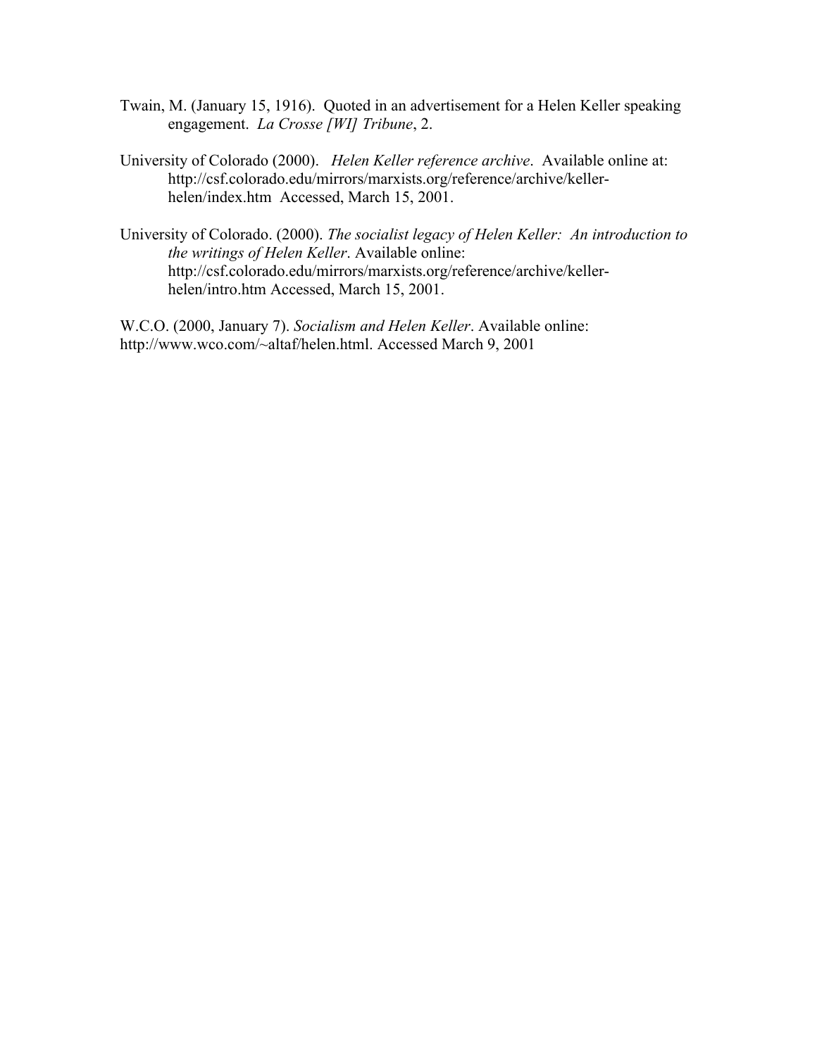Twain, M. (January 15, 1916). Quoted in an advertisement for a Helen Keller speaking engagement. *La Crosse [WI] Tribune*, 2.

University of Colorado (2000). *Helen Keller reference archive*. Available online at: http://csf.colorado.edu/mirrors/marxists.org/reference/archive/keller-helen/index.htm Accessed, March 15, 2001.

University of Colorado. (2000). *The socialist legacy of Helen Keller: An introduction to the writings of Helen Keller*. Available online: http://csf.colorado.edu/mirrors/marxists.org/reference/archive/keller-helen/intro.htm Accessed, March 15, 2001.

W.C.O. (2000, January 7). *Socialism and Helen Keller*. Available online: http://www.wco.com/~altaf/helen.html. Accessed March 9, 2001